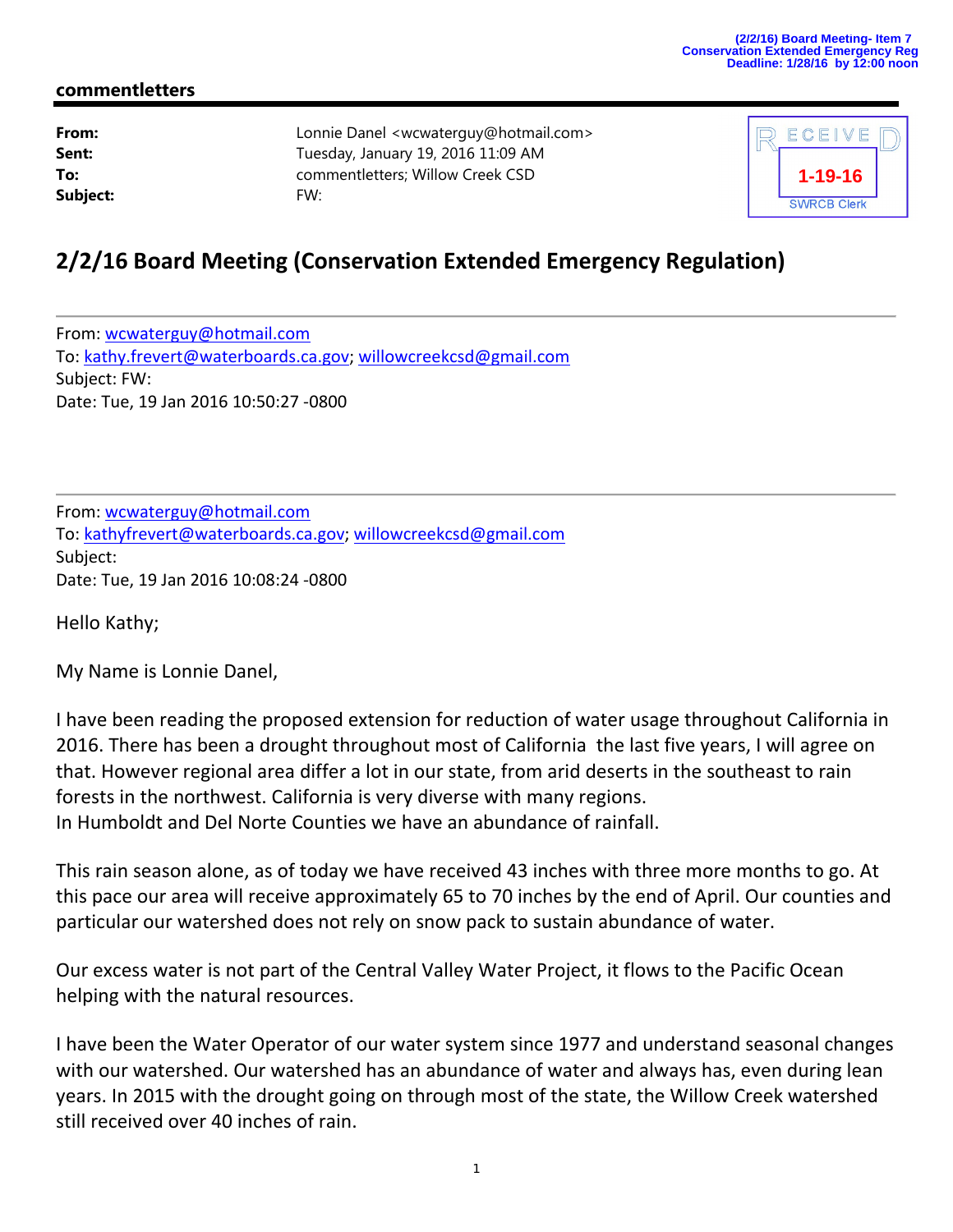(2/2/16) Board Meeting- Item 7
Conservation Extended Emergency Reg
Deadline: 1/28/16 by 12:00 noon

**commentletters**

| | |
|---|---|
| **From:** | Lonnie Danel <wcwaterguy@hotmail.com> |
| **Sent:** | Tuesday, January 19, 2016 11:09 AM |
| **To:** | commentletters; Willow Creek CSD |
| **Subject:** | FW: |

RECEIVED
1-19-16
SWRCB Clerk

# 2/2/16 Board Meeting (Conservation Extended Emergency Regulation)

---

From: wcwaterguy@hotmail.com
To: kathy.frevert@waterboards.ca.gov; willowcreekcsd@gmail.com
Subject: FW:
Date: Tue, 19 Jan 2016 10:50:27 -0800

---

From: wcwaterguy@hotmail.com
To: kathyfrevert@waterboards.ca.gov; willowcreekcsd@gmail.com
Subject:
Date: Tue, 19 Jan 2016 10:08:24 -0800

Hello Kathy;

My Name is Lonnie Danel,

I have been reading the proposed extension for reduction of water usage throughout California in 2016. There has been a drought throughout most of California the last five years, I will agree on that. However regional area differ a lot in our state, from arid deserts in the southeast to rain forests in the northwest. California is very diverse with many regions.
In Humboldt and Del Norte Counties we have an abundance of rainfall.

This rain season alone, as of today we have received 43 inches with three more months to go. At this pace our area will receive approximately 65 to 70 inches by the end of April. Our counties and particular our watershed does not rely on snow pack to sustain abundance of water.

Our excess water is not part of the Central Valley Water Project, it flows to the Pacific Ocean helping with the natural resources.

I have been the Water Operator of our water system since 1977 and understand seasonal changes with our watershed. Our watershed has an abundance of water and always has, even during lean years. In 2015 with the drought going on through most of the state, the Willow Creek watershed still received over 40 inches of rain.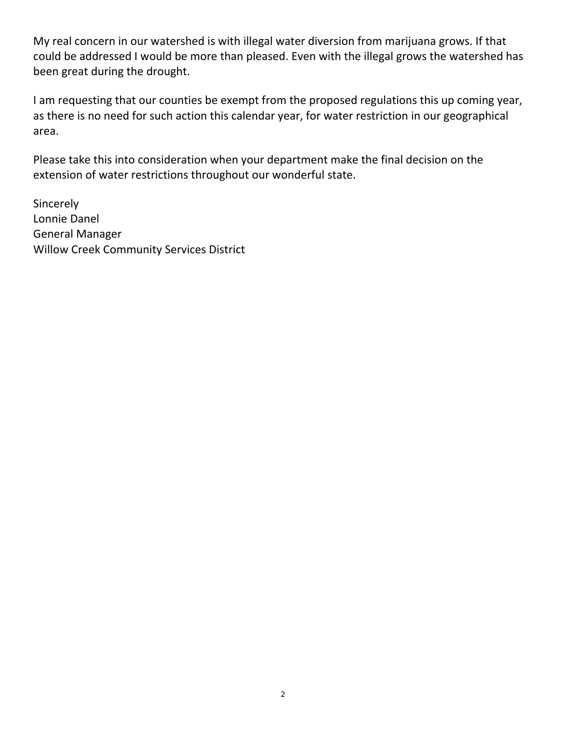My real concern in our watershed is with illegal water diversion from marijuana grows. If that could be addressed I would be more than pleased. Even with the illegal grows the watershed has been great during the drought.

I am requesting that our counties be exempt from the proposed regulations this up coming year, as there is no need for such action this calendar year, for water restriction in our geographical area.

Please take this into consideration when your department make the final decision on the extension of water restrictions throughout our wonderful state.

Sincerely
Lonnie Danel
General Manager
Willow Creek Community Services District